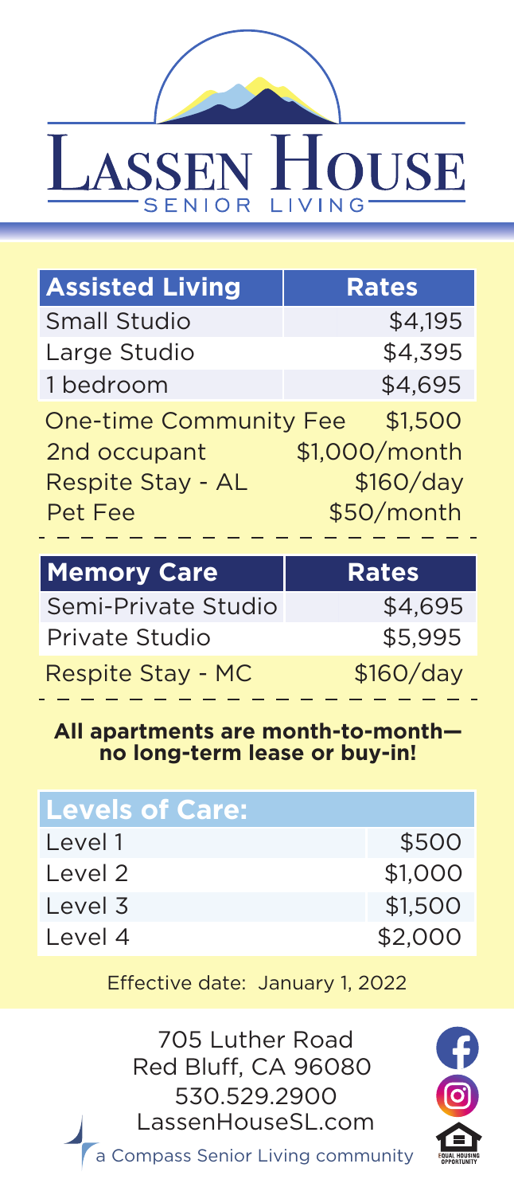# Lassen House

SENIOR LIVING

| Assisted Living | Rates |
|---|---|
| Small Studio | $4,195 |
| Large Studio | $4,395 |
| 1 bedroom | $4,695 |

| | |
|---|---|
| One-time Community Fee | $1,500 |
| 2nd occupant | $1,000/month |
| Respite Stay - AL | $160/day |
| Pet Fee | $50/month |

| Memory Care | Rates |
|---|---|
| Semi-Private Studio | $4,695 |
| Private Studio | $5,995 |
| Respite Stay - MC | $160/day |

**All apartments are month-to-month— no long-term lease or buy-in!**

| Levels of Care: | |
|---|---|
| Level 1 | $500 |
| Level 2 | $1,000 |
| Level 3 | $1,500 |
| Level 4 | $2,000 |

Effective date: January 1, 2022

705 Luther Road
Red Bluff, CA 96080
530.529.2900
LassenHouseSL.com

a Compass Senior Living community

EQUAL HOUSING OPPORTUNITY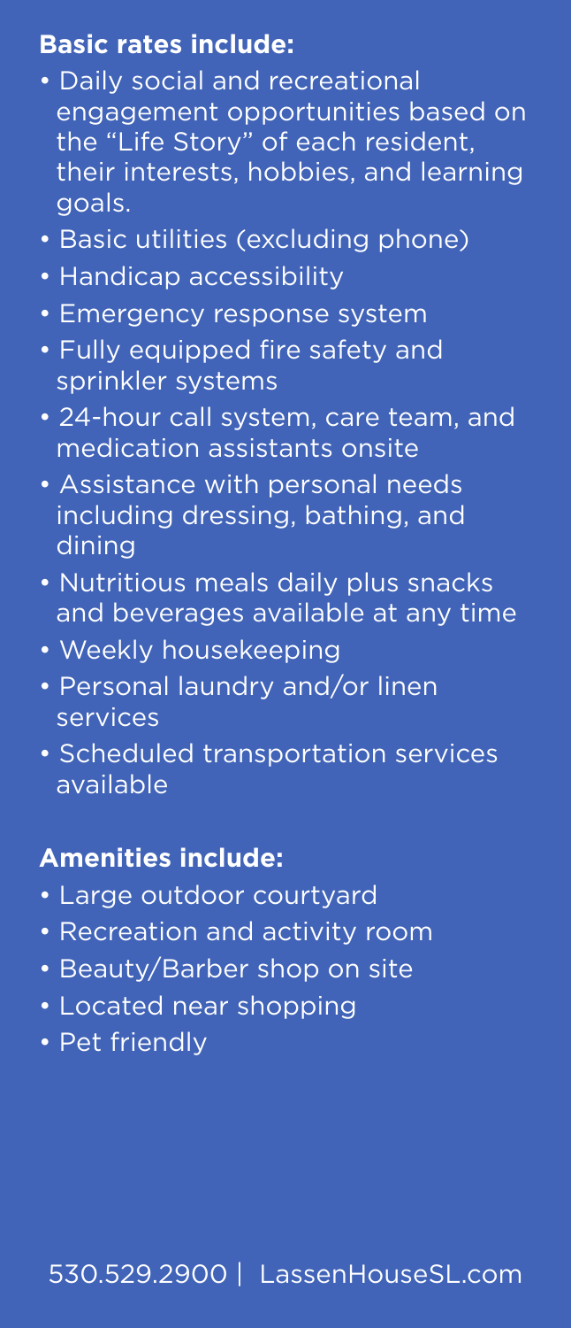**Basic rates include:**

- Daily social and recreational engagement opportunities based on the "Life Story" of each resident, their interests, hobbies, and learning goals.
- Basic utilities (excluding phone)
- Handicap accessibility
- Emergency response system
- Fully equipped fire safety and sprinkler systems
- 24-hour call system, care team, and medication assistants onsite
- Assistance with personal needs including dressing, bathing, and dining
- Nutritious meals daily plus snacks and beverages available at any time
- Weekly housekeeping
- Personal laundry and/or linen services
- Scheduled transportation services available

**Amenities include:**

- Large outdoor courtyard
- Recreation and activity room
- Beauty/Barber shop on site
- Located near shopping
- Pet friendly

530.529.2900 | LassenHouseSL.com